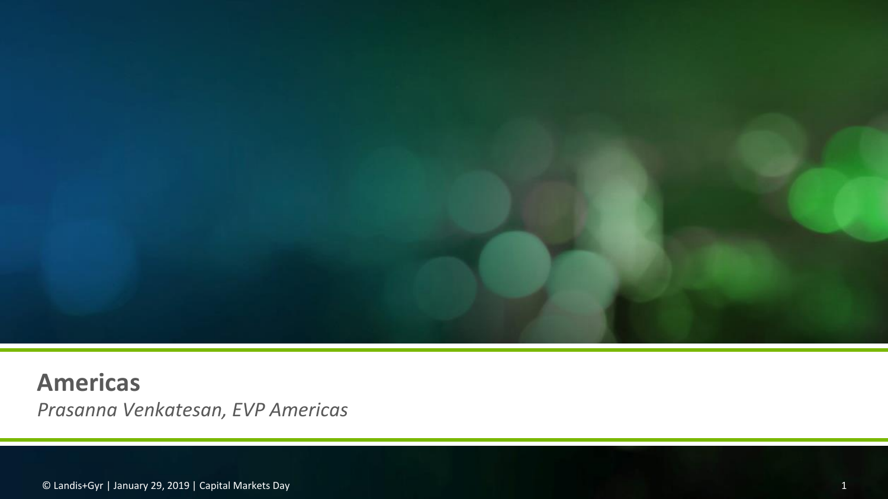# Americas

*Prasanna Venkatesan, EVP Americas*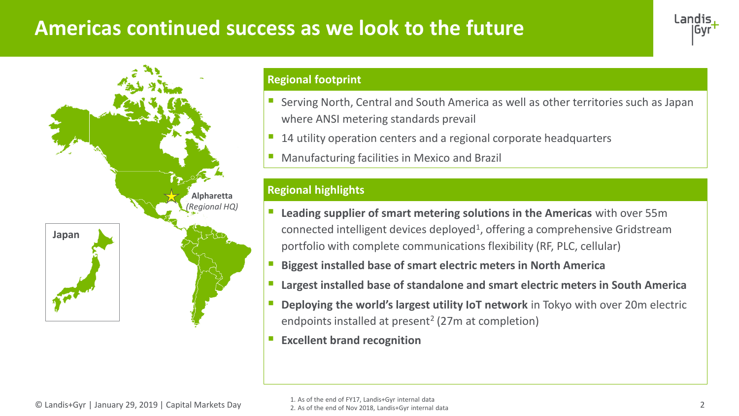# Americas continued success as we look to the future

Alpharetta *(Regional HQ)*

Japan

## Regional footprint

- Serving North, Central and South America as well as other territories such as Japan where ANSI metering standards prevail
- 14 utility operation centers and a regional corporate headquarters
- Manufacturing facilities in Mexico and Brazil

## Regional highlights

- **Leading supplier of smart metering solutions in the Americas** with over 55m connected intelligent devices deployed[1], offering a comprehensive Gridstream portfolio with complete communications flexibility (RF, PLC, cellular)
- **Biggest installed base of smart electric meters in North America**
- **Largest installed base of standalone and smart electric meters in South America**
- **Deploying the world's largest utility IoT network** in Tokyo with over 20m electric endpoints installed at present[2] (27m at completion)
- **Excellent brand recognition**

1. As of the end of FY17, Landis+Gyr internal data
2. As of the end of Nov 2018, Landis+Gyr internal data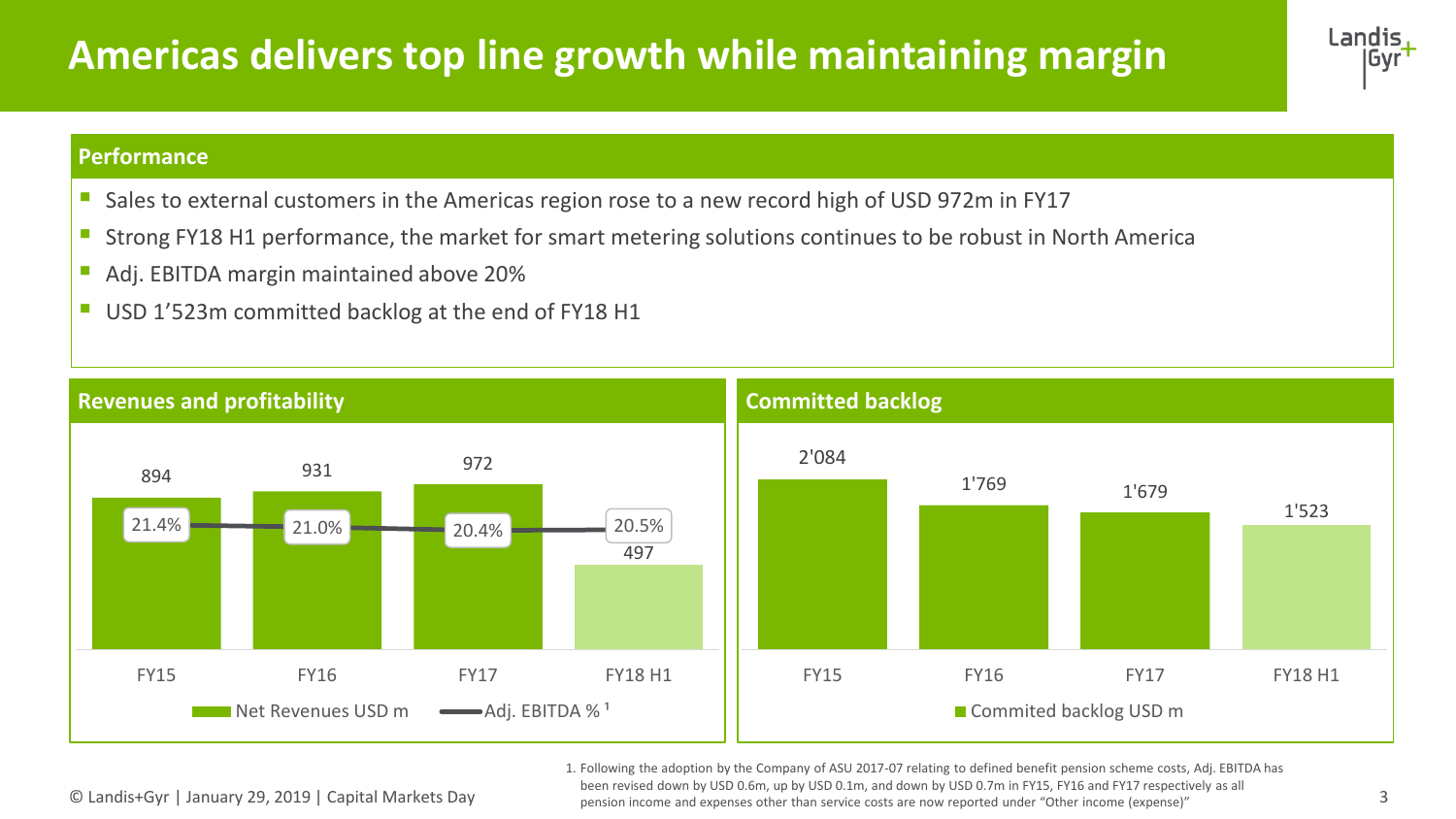# Americas delivers top line growth while maintaining margin

## Performance

- Sales to external customers in the Americas region rose to a new record high of USD 972m in FY17
- Strong FY18 H1 performance, the market for smart metering solutions continues to be robust in North America
- Adj. EBITDA margin maintained above 20%
- USD 1’523m committed backlog at the end of FY18 H1

## Revenues and profitability

| | FY15 | FY16 | FY17 | FY18 H1 |
|---|---|---|---|---|
| Net Revenues USD m | 894 | 931 | 972 | 497 |
| Adj. EBITDA % [1] | 21.4% | 21.0% | 20.4% | 20.5% |

## Committed backlog

| | FY15 | FY16 | FY17 | FY18 H1 |
|---|---|---|---|---|
| Commited backlog USD m | 2'084 | 1'769 | 1'679 | 1'523 |

© Landis+Gyr | January 29, 2019 | Capital Markets Day

1. Following the adoption by the Company of ASU 2017-07 relating to defined benefit pension scheme costs, Adj. EBITDA has been revised down by USD 0.6m, up by USD 0.1m, and down by USD 0.7m in FY15, FY16 and FY17 respectively as all pension income and expenses other than service costs are now reported under “Other income (expense)”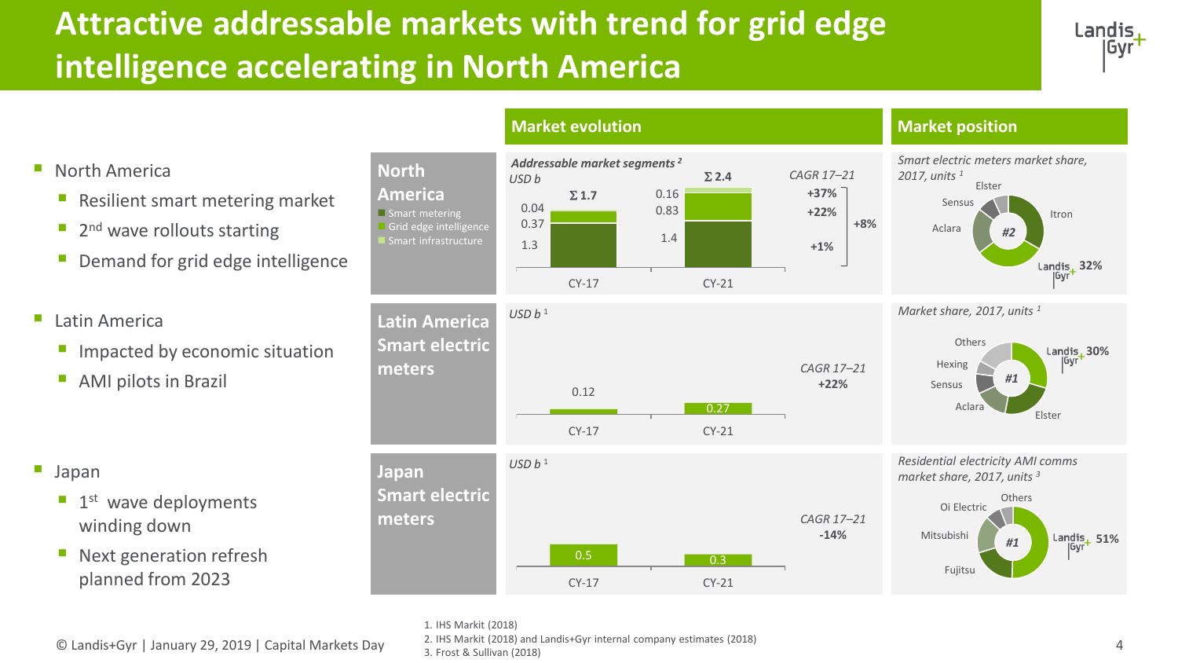# Attractive addressable markets with trend for grid edge intelligence accelerating in North America

- North America
  - Resilient smart metering market
  - 2nd wave rollouts starting
  - Demand for grid edge intelligence
- Latin America
  - Impacted by economic situation
  - AMI pilots in Brazil
- Japan
  - 1st wave deployments winding down
  - Next generation refresh planned from 2023

## Market evolution

### North America

*Addressable market segments* [2], USD b

| Segment | CY-17 | CY-21 | CAGR 17–21 |
|---|---|---|---|
| Smart infrastructure | 0.04 | 0.16 | +37% |
| Grid edge intelligence | 0.37 | 0.83 | +22% |
| Smart metering | 1.3 | 1.4 | +1% |
| Σ | 1.7 | 2.4 | +8% |

### Latin America Smart electric meters

USD b [1]

| CY-17 | CY-21 | CAGR 17–21 |
|---|---|---|
| 0.12 | 0.27 | +22% |

### Japan Smart electric meters

USD b [1]

| CY-17 | CY-21 | CAGR 17–21 |
|---|---|---|
| 0.5 | 0.3 | -14% |

## Market position

**North America** – *Smart electric meters market share, 2017, units* [1]: #2 — Landis+Gyr 32%; Itron, Aclara, Sensus, Elster

**Latin America** – *Market share, 2017, units* [1]: #1 — Landis+Gyr 30%; Elster, Aclara, Sensus, Hexing, Others

**Japan** – *Residential electricity AMI comms market share, 2017, units* [3]: #1 — Landis+Gyr 51%; Fujitsu, Mitsubishi, Oi Electric, Others

1. IHS Markit (2018)
2. IHS Markit (2018) and Landis+Gyr internal company estimates (2018)
3. Frost & Sullivan (2018)

© Landis+Gyr | January 29, 2019 | Capital Markets Day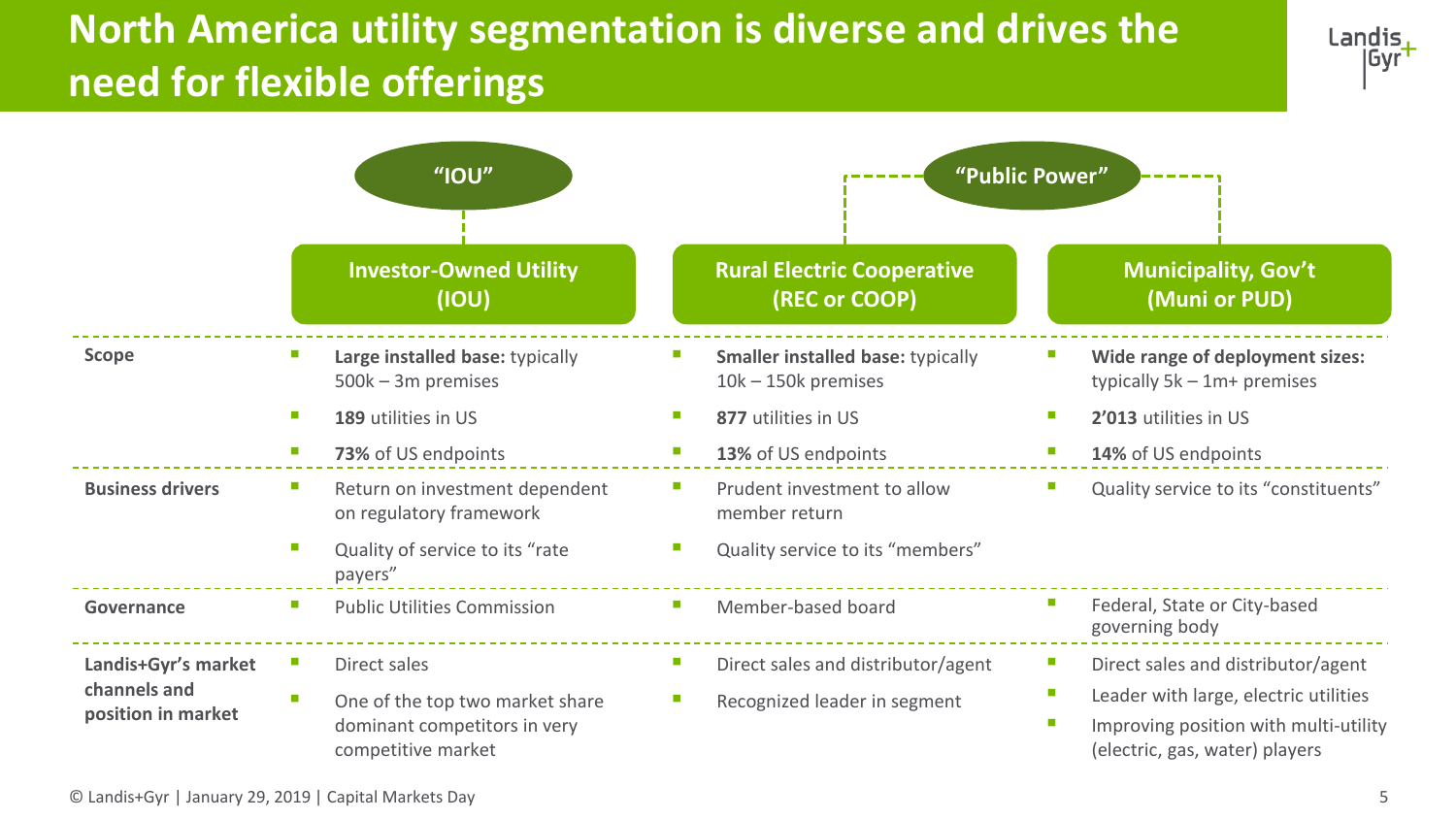# North America utility segmentation is diverse and drives the need for flexible offerings

"IOU" — Investor-Owned Utility (IOU)

"Public Power" — Rural Electric Cooperative (REC or COOP); Municipality, Gov't (Muni or PUD)

| | "IOU" | "Public Power" | |
|---|---|---|---|
| | **Investor-Owned Utility (IOU)** | **Rural Electric Cooperative (REC or COOP)** | **Municipality, Gov't (Muni or PUD)** |
| **Scope** | ▪ **Large installed base:** typically 500k – 3m premises<br>▪ **189** utilities in US<br>▪ **73%** of US endpoints | ▪ **Smaller installed base:** typically 10k – 150k premises<br>▪ **877** utilities in US<br>▪ **13%** of US endpoints | ▪ **Wide range of deployment sizes:** typically 5k – 1m+ premises<br>▪ **2'013** utilities in US<br>▪ **14%** of US endpoints |
| **Business drivers** | ▪ Return on investment dependent on regulatory framework<br>▪ Quality of service to its "rate payers" | ▪ Prudent investment to allow member return<br>▪ Quality service to its "members" | ▪ Quality service to its "constituents" |
| **Governance** | ▪ Public Utilities Commission | ▪ Member-based board | ▪ Federal, State or City-based governing body |
| **Landis+Gyr's market channels and position in market** | ▪ Direct sales<br>▪ One of the top two market share dominant competitors in very competitive market | ▪ Direct sales and distributor/agent<br>▪ Recognized leader in segment | ▪ Direct sales and distributor/agent<br>▪ Leader with large, electric utilities<br>▪ Improving position with multi-utility (electric, gas, water) players |

© Landis+Gyr | January 29, 2019 | Capital Markets Day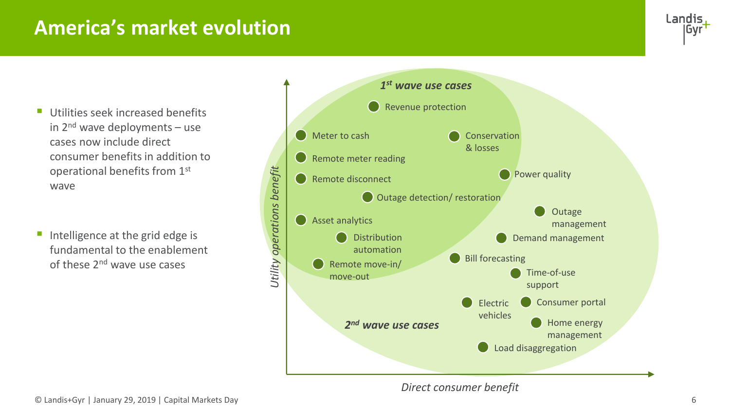# America's market evolution

- Utilities seek increased benefits in 2nd wave deployments – use cases now include direct consumer benefits in addition to operational benefits from 1st wave
- Intelligence at the grid edge is fundamental to the enablement of these 2nd wave use cases

*1st wave use cases*

- Revenue protection
- Meter to cash
- Conservation & losses
- Remote meter reading
- Remote disconnect
- Outage detection/ restoration
- Asset analytics
- Distribution automation
- Remote move-in/ move-out

*2nd wave use cases*

- Power quality
- Outage management
- Demand management
- Bill forecasting
- Time-of-use support
- Electric vehicles
- Consumer portal
- Home energy management
- Load disaggregation

*Utility operations benefit*

*Direct consumer benefit*

© Landis+Gyr | January 29, 2019 | Capital Markets Day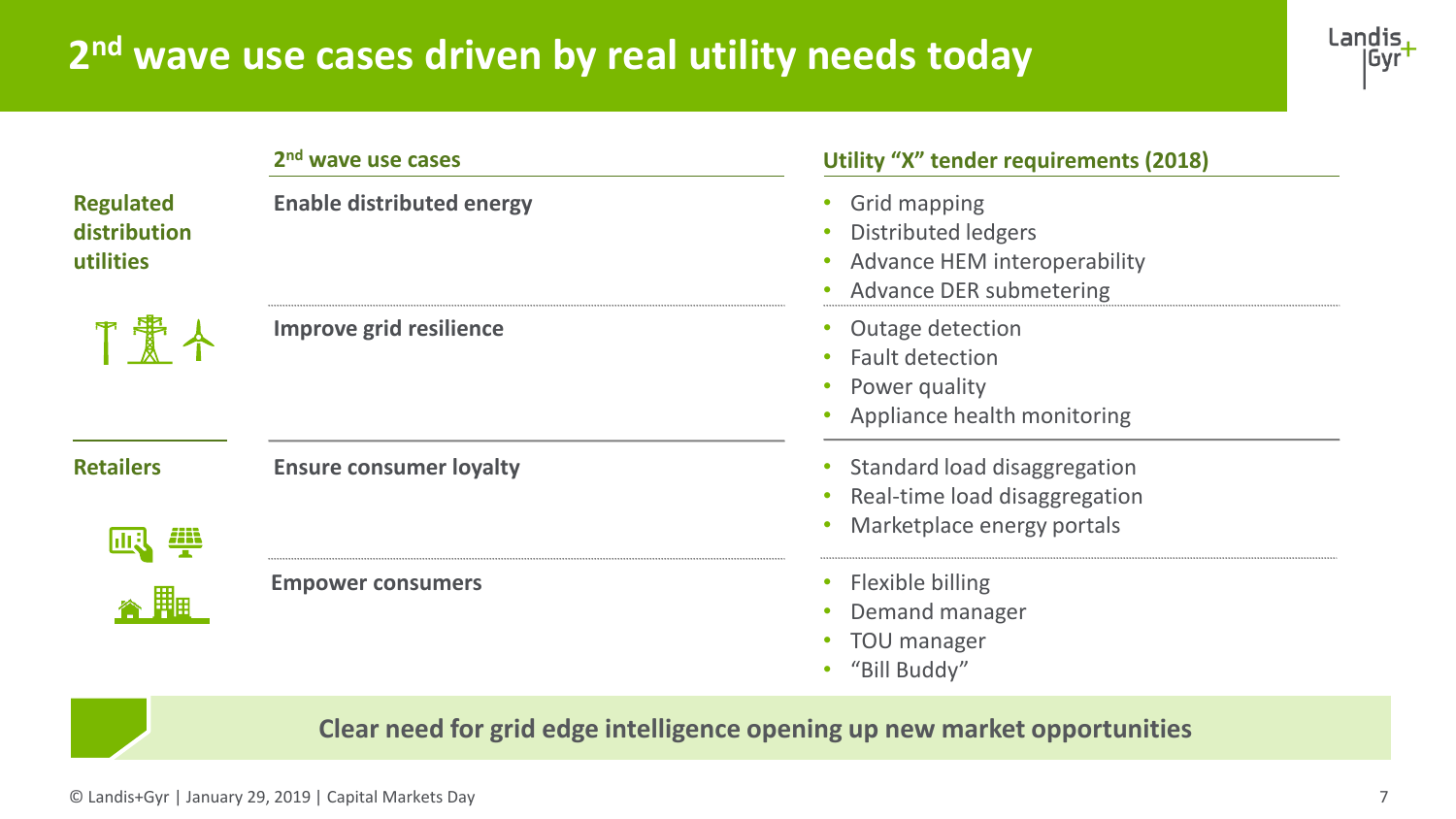# 2nd wave use cases driven by real utility needs today

| | 2nd wave use cases | Utility "X" tender requirements (2018) |
|---|---|---|
| **Regulated distribution utilities** | **Enable distributed energy** | • Grid mapping<br>• Distributed ledgers<br>• Advance HEM interoperability<br>• Advance DER submetering |
| | **Improve grid resilience** | • Outage detection<br>• Fault detection<br>• Power quality<br>• Appliance health monitoring |
| **Retailers** | **Ensure consumer loyalty** | • Standard load disaggregation<br>• Real-time load disaggregation<br>• Marketplace energy portals |
| | **Empower consumers** | • Flexible billing<br>• Demand manager<br>• TOU manager<br>• "Bill Buddy" |

**Clear need for grid edge intelligence opening up new market opportunities**

© Landis+Gyr | January 29, 2019 | Capital Markets Day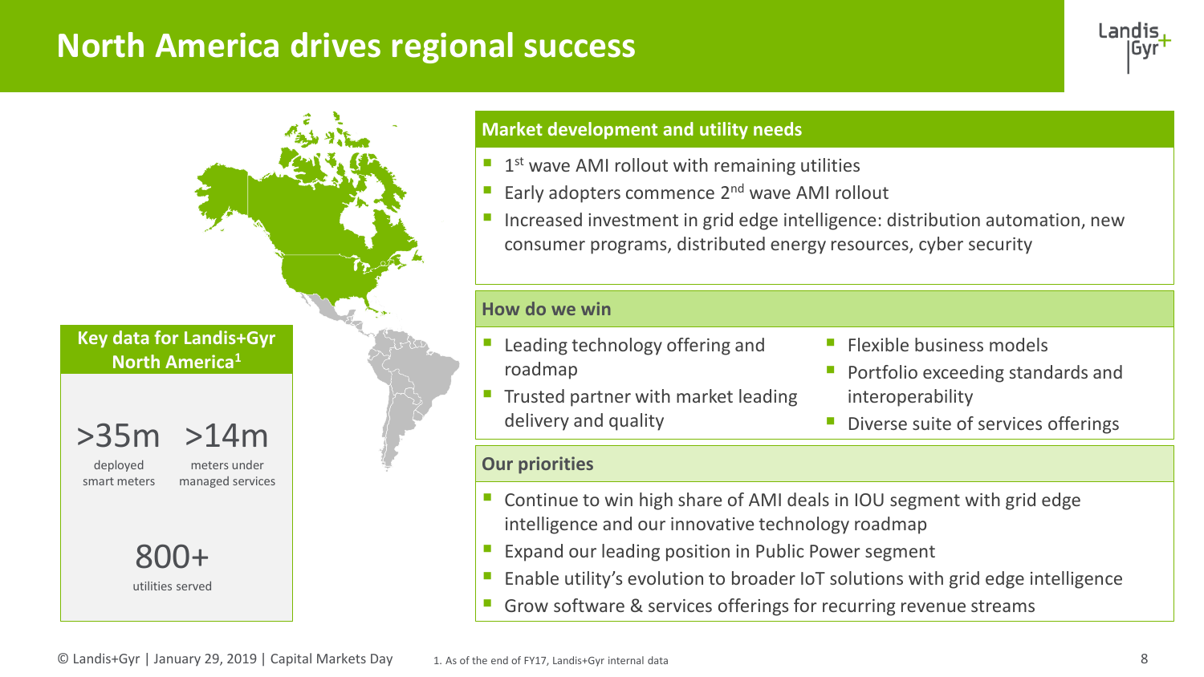# North America drives regional success

## Key data for Landis+Gyr North America[1]

**>35m**
deployed smart meters

**>14m**
meters under managed services

**800+**
utilities served

## Market development and utility needs

- 1st wave AMI rollout with remaining utilities
- Early adopters commence 2nd wave AMI rollout
- Increased investment in grid edge intelligence: distribution automation, new consumer programs, distributed energy resources, cyber security

## How do we win

- Leading technology offering and roadmap
- Trusted partner with market leading delivery and quality
- Flexible business models
- Portfolio exceeding standards and interoperability
- Diverse suite of services offerings

## Our priorities

- Continue to win high share of AMI deals in IOU segment with grid edge intelligence and our innovative technology roadmap
- Expand our leading position in Public Power segment
- Enable utility's evolution to broader IoT solutions with grid edge intelligence
- Grow software & services offerings for recurring revenue streams

© Landis+Gyr | January 29, 2019 | Capital Markets Day

1. As of the end of FY17, Landis+Gyr internal data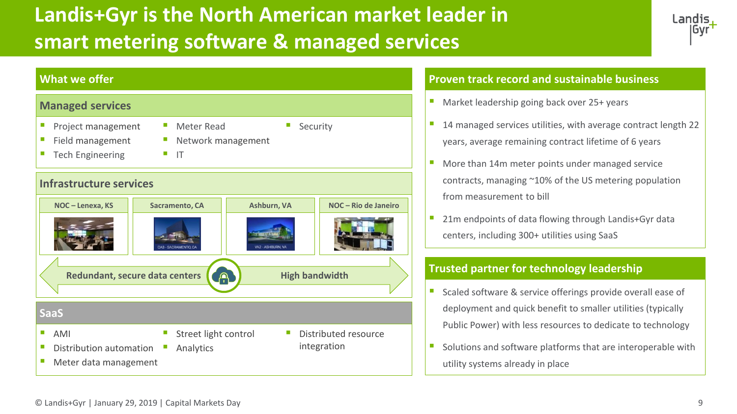# Landis+Gyr is the North American market leader in smart metering software & managed services

## What we offer

### Managed services

- Project management
- Field management
- Tech Engineering
- Meter Read
- Network management
- IT
- Security

### Infrastructure services

| NOC – Lenexa, KS | Sacramento, CA | Ashburn, VA | NOC – Rio de Janeiro |
|---|---|---|---|

Redundant, secure data centers — High bandwidth

### SaaS

- AMI
- Distribution automation
- Meter data management
- Street light control
- Analytics
- Distributed resource integration

## Proven track record and sustainable business

- Market leadership going back over 25+ years
- 14 managed services utilities, with average contract length 22 years, average remaining contract lifetime of 6 years
- More than 14m meter points under managed service contracts, managing ~10% of the US metering population from measurement to bill
- 21m endpoints of data flowing through Landis+Gyr data centers, including 300+ utilities using SaaS

## Trusted partner for technology leadership

- Scaled software & service offerings provide overall ease of deployment and quick benefit to smaller utilities (typically Public Power) with less resources to dedicate to technology
- Solutions and software platforms that are interoperable with utility systems already in place

© Landis+Gyr | January 29, 2019 | Capital Markets Day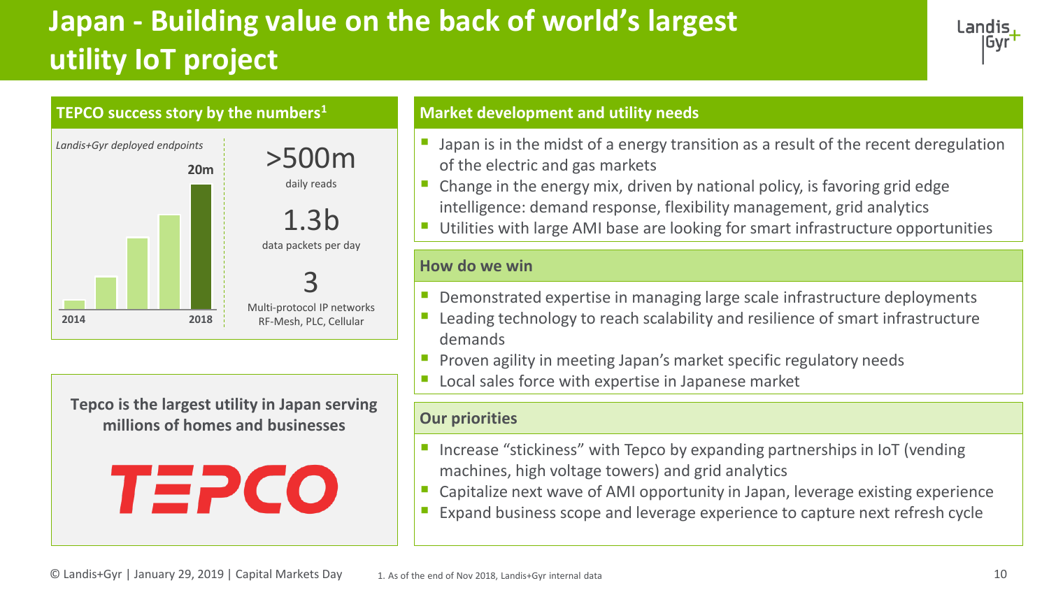# Japan - Building value on the back of world's largest utility IoT project

## TEPCO success story by the numbers[1]

*Landis+Gyr deployed endpoints*

2014 – 2018: 20m

**>500m**
daily reads

**1.3b**
data packets per day

**3**
Multi-protocol IP networks
RF-Mesh, PLC, Cellular

**Tepco is the largest utility in Japan serving millions of homes and businesses**

TEPCO

## Market development and utility needs

- Japan is in the midst of a energy transition as a result of the recent deregulation of the electric and gas markets
- Change in the energy mix, driven by national policy, is favoring grid edge intelligence: demand response, flexibility management, grid analytics
- Utilities with large AMI base are looking for smart infrastructure opportunities

## How do we win

- Demonstrated expertise in managing large scale infrastructure deployments
- Leading technology to reach scalability and resilience of smart infrastructure demands
- Proven agility in meeting Japan's market specific regulatory needs
- Local sales force with expertise in Japanese market

## Our priorities

- Increase "stickiness" with Tepco by expanding partnerships in IoT (vending machines, high voltage towers) and grid analytics
- Capitalize next wave of AMI opportunity in Japan, leverage existing experience
- Expand business scope and leverage experience to capture next refresh cycle

© Landis+Gyr | January 29, 2019 | Capital Markets Day

1. As of the end of Nov 2018, Landis+Gyr internal data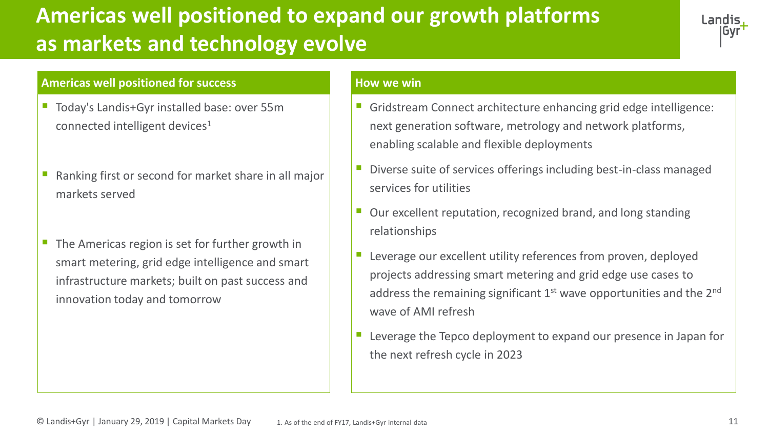# Americas well positioned to expand our growth platforms as markets and technology evolve

## Americas well positioned for success

- Today's Landis+Gyr installed base: over 55m connected intelligent devices[1]
- Ranking first or second for market share in all major markets served
- The Americas region is set for further growth in smart metering, grid edge intelligence and smart infrastructure markets; built on past success and innovation today and tomorrow

## How we win

- Gridstream Connect architecture enhancing grid edge intelligence: next generation software, metrology and network platforms, enabling scalable and flexible deployments
- Diverse suite of services offerings including best-in-class managed services for utilities
- Our excellent reputation, recognized brand, and long standing relationships
- Leverage our excellent utility references from proven, deployed projects addressing smart metering and grid edge use cases to address the remaining significant 1st wave opportunities and the 2nd wave of AMI refresh
- Leverage the Tepco deployment to expand our presence in Japan for the next refresh cycle in 2023

© Landis+Gyr | January 29, 2019 | Capital Markets Day

1. As of the end of FY17, Landis+Gyr internal data